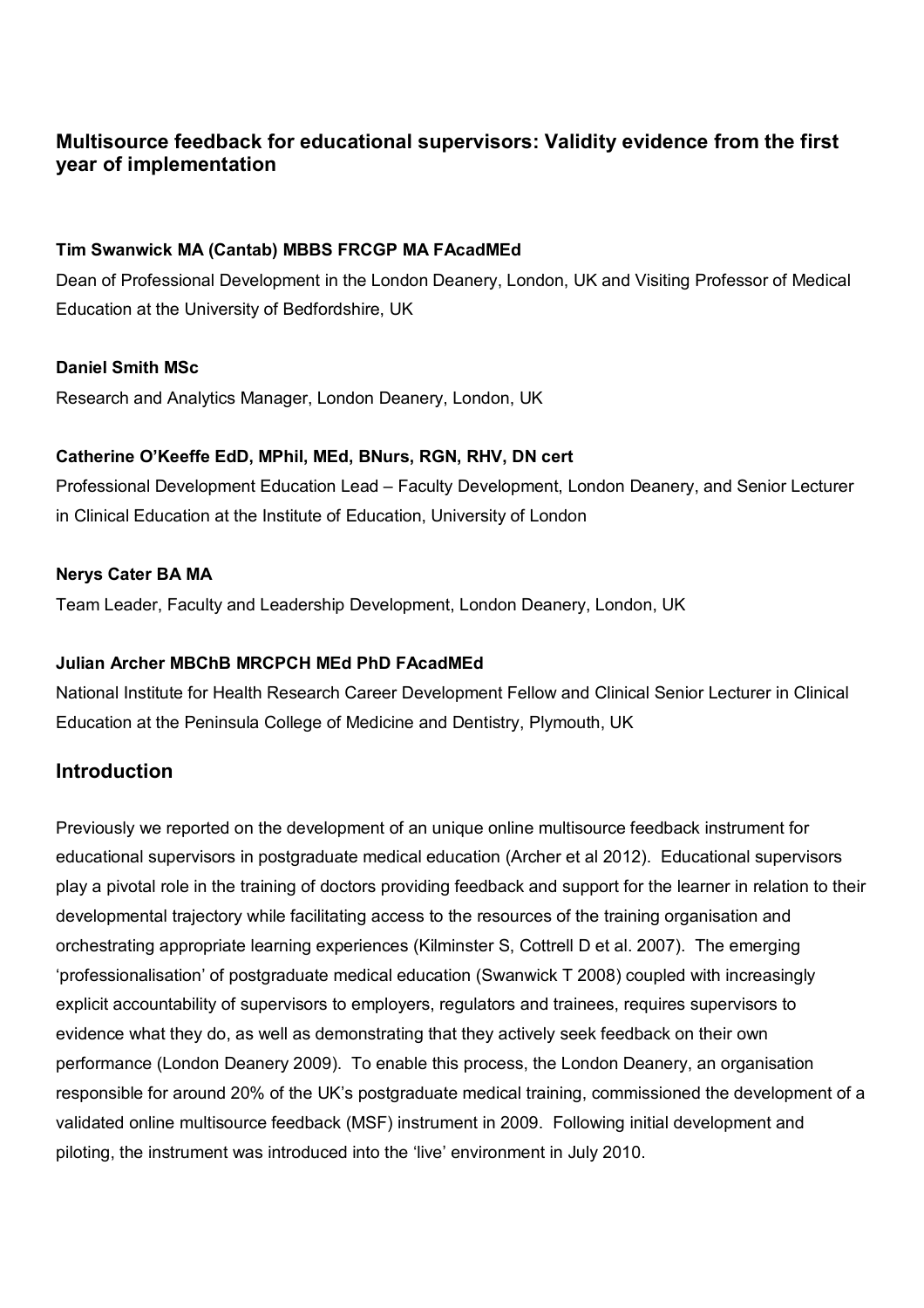# Multisource feedback for educational supervisors: Validity evidence from the first year of implementation

**Tim Swanwick MA (Cantab) MBBS FRCGP MA FAcadMEd**

Dean of Professional Development in the London Deanery, London, UK and Visiting Professor of Medical Education at the University of Bedfordshire, UK

**Daniel Smith MSc**

Research and Analytics Manager, London Deanery, London, UK

**Catherine O'Keeffe EdD, MPhil, MEd, BNurs, RGN, RHV, DN cert**

Professional Development Education Lead – Faculty Development, London Deanery, and Senior Lecturer in Clinical Education at the Institute of Education, University of London

**Nerys Cater BA MA**

Team Leader, Faculty and Leadership Development, London Deanery, London, UK

**Julian Archer MBChB MRCPCH MEd PhD FAcadMEd**

National Institute for Health Research Career Development Fellow and Clinical Senior Lecturer in Clinical Education at the Peninsula College of Medicine and Dentistry, Plymouth, UK

## Introduction

Previously we reported on the development of an unique online multisource feedback instrument for educational supervisors in postgraduate medical education (Archer et al 2012). Educational supervisors play a pivotal role in the training of doctors providing feedback and support for the learner in relation to their developmental trajectory while facilitating access to the resources of the training organisation and orchestrating appropriate learning experiences (Kilminster S, Cottrell D et al. 2007). The emerging 'professionalisation' of postgraduate medical education (Swanwick T 2008) coupled with increasingly explicit accountability of supervisors to employers, regulators and trainees, requires supervisors to evidence what they do, as well as demonstrating that they actively seek feedback on their own performance (London Deanery 2009). To enable this process, the London Deanery, an organisation responsible for around 20% of the UK's postgraduate medical training, commissioned the development of a validated online multisource feedback (MSF) instrument in 2009. Following initial development and piloting, the instrument was introduced into the 'live' environment in July 2010.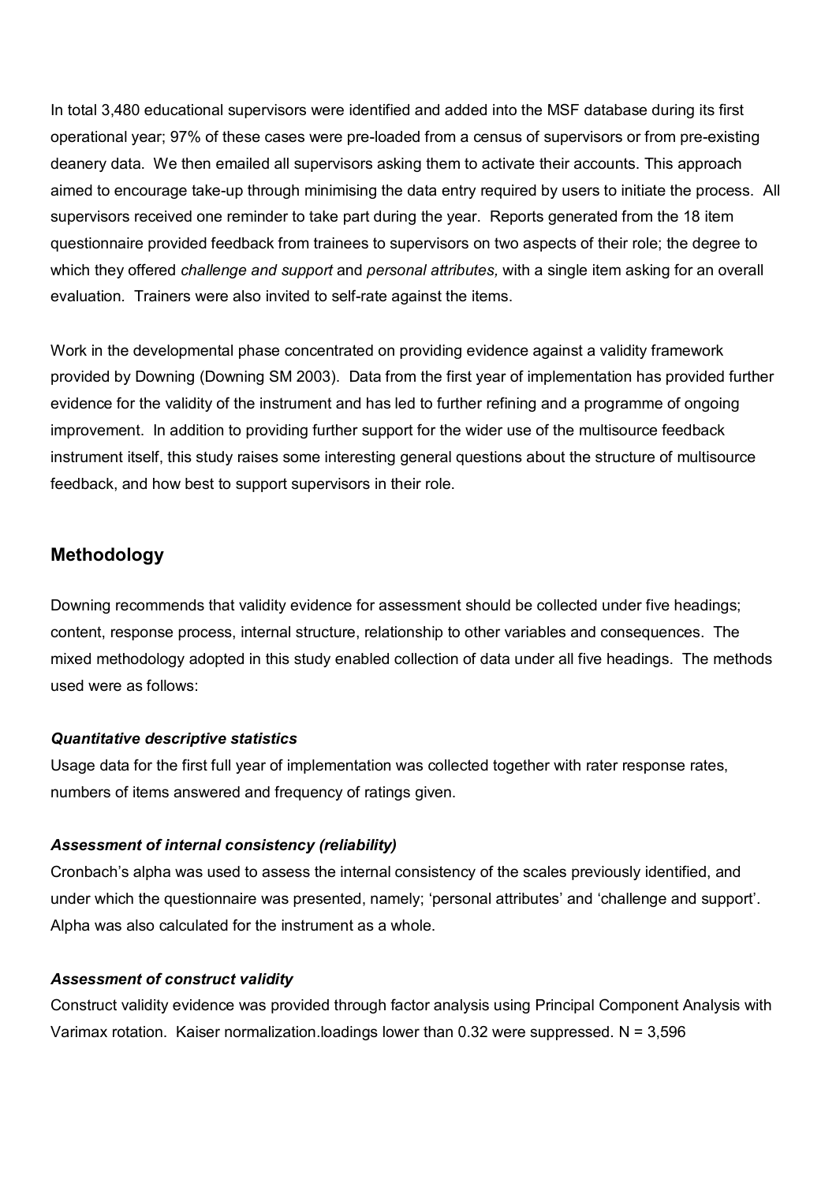In total 3,480 educational supervisors were identified and added into the MSF database during its first operational year; 97% of these cases were pre-loaded from a census of supervisors or from pre-existing deanery data. We then emailed all supervisors asking them to activate their accounts. This approach aimed to encourage take-up through minimising the data entry required by users to initiate the process. All supervisors received one reminder to take part during the year. Reports generated from the 18 item questionnaire provided feedback from trainees to supervisors on two aspects of their role; the degree to which they offered *challenge and support* and *personal attributes,* with a single item asking for an overall evaluation. Trainers were also invited to self-rate against the items.

Work in the developmental phase concentrated on providing evidence against a validity framework provided by Downing (Downing SM 2003). Data from the first year of implementation has provided further evidence for the validity of the instrument and has led to further refining and a programme of ongoing improvement. In addition to providing further support for the wider use of the multisource feedback instrument itself, this study raises some interesting general questions about the structure of multisource feedback, and how best to support supervisors in their role.

## Methodology

Downing recommends that validity evidence for assessment should be collected under five headings; content, response process, internal structure, relationship to other variables and consequences. The mixed methodology adopted in this study enabled collection of data under all five headings. The methods used were as follows:

***Quantitative descriptive statistics***

Usage data for the first full year of implementation was collected together with rater response rates, numbers of items answered and frequency of ratings given.

***Assessment of internal consistency (reliability)***

Cronbach's alpha was used to assess the internal consistency of the scales previously identified, and under which the questionnaire was presented, namely; 'personal attributes' and 'challenge and support'. Alpha was also calculated for the instrument as a whole.

***Assessment of construct validity***

Construct validity evidence was provided through factor analysis using Principal Component Analysis with Varimax rotation. Kaiser normalization.loadings lower than 0.32 were suppressed. N = 3,596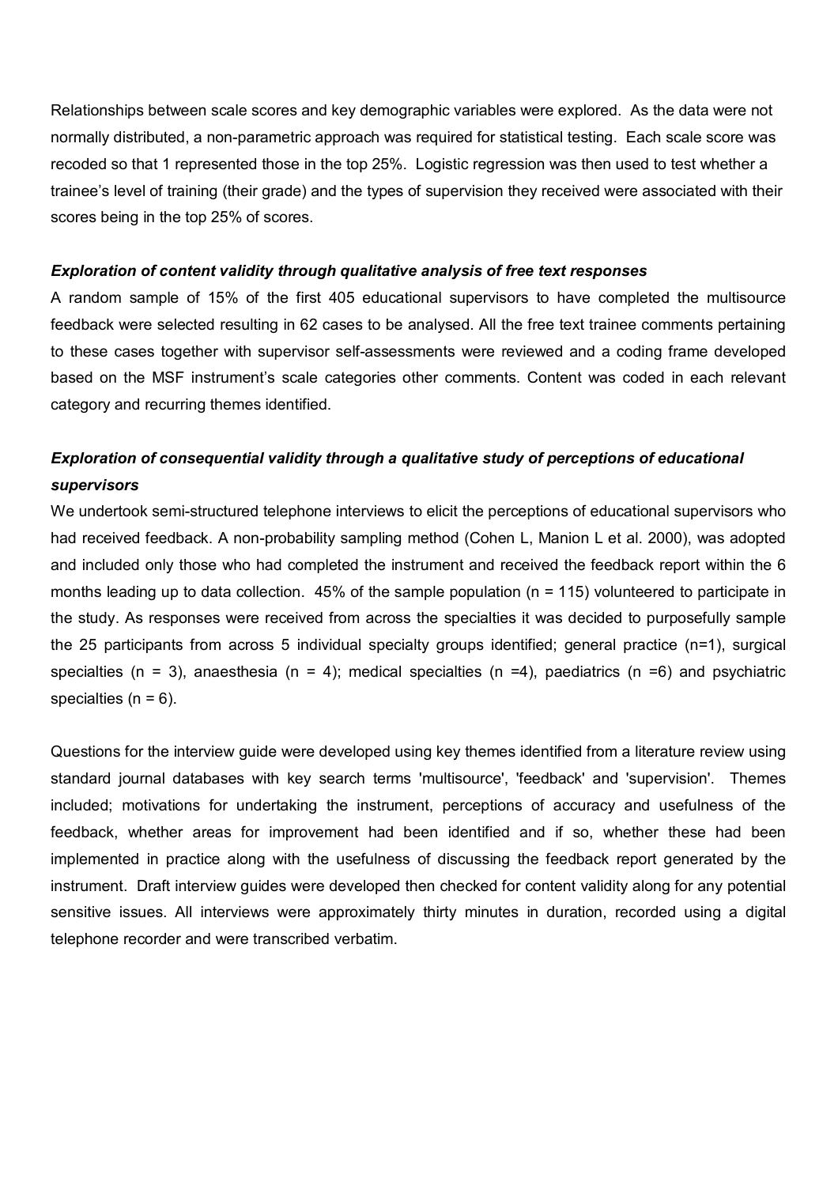Relationships between scale scores and key demographic variables were explored. As the data were not normally distributed, a non-parametric approach was required for statistical testing. Each scale score was recoded so that 1 represented those in the top 25%. Logistic regression was then used to test whether a trainee's level of training (their grade) and the types of supervision they received were associated with their scores being in the top 25% of scores.

***Exploration of content validity through qualitative analysis of free text responses***

A random sample of 15% of the first 405 educational supervisors to have completed the multisource feedback were selected resulting in 62 cases to be analysed. All the free text trainee comments pertaining to these cases together with supervisor self-assessments were reviewed and a coding frame developed based on the MSF instrument's scale categories other comments. Content was coded in each relevant category and recurring themes identified.

***Exploration of consequential validity through a qualitative study of perceptions of educational supervisors***

We undertook semi-structured telephone interviews to elicit the perceptions of educational supervisors who had received feedback. A non-probability sampling method (Cohen L, Manion L et al. 2000), was adopted and included only those who had completed the instrument and received the feedback report within the 6 months leading up to data collection. 45% of the sample population (n = 115) volunteered to participate in the study. As responses were received from across the specialties it was decided to purposefully sample the 25 participants from across 5 individual specialty groups identified; general practice (n=1), surgical specialties (n = 3), anaesthesia (n = 4); medical specialties (n =4), paediatrics (n =6) and psychiatric specialties (n = 6).

Questions for the interview guide were developed using key themes identified from a literature review using standard journal databases with key search terms 'multisource', 'feedback' and 'supervision'. Themes included; motivations for undertaking the instrument, perceptions of accuracy and usefulness of the feedback, whether areas for improvement had been identified and if so, whether these had been implemented in practice along with the usefulness of discussing the feedback report generated by the instrument. Draft interview guides were developed then checked for content validity along for any potential sensitive issues. All interviews were approximately thirty minutes in duration, recorded using a digital telephone recorder and were transcribed verbatim.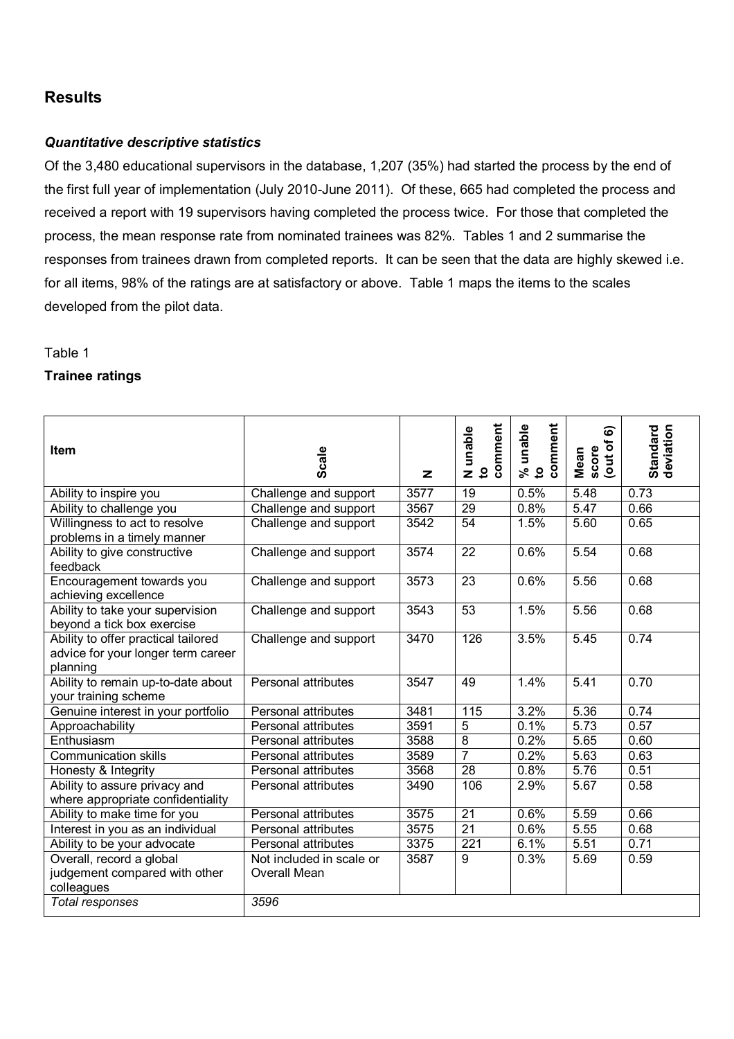## Results

### *Quantitative descriptive statistics*

Of the 3,480 educational supervisors in the database, 1,207 (35%) had started the process by the end of the first full year of implementation (July 2010-June 2011). Of these, 665 had completed the process and received a report with 19 supervisors having completed the process twice. For those that completed the process, the mean response rate from nominated trainees was 82%. Tables 1 and 2 summarise the responses from trainees drawn from completed reports. It can be seen that the data are highly skewed i.e. for all items, 98% of the ratings are at satisfactory or above. Table 1 maps the items to the scales developed from the pilot data.

Table 1

**Trainee ratings**

| Item | Scale | N | N unable to comment | % unable to comment | Mean score (out of 6) | Standard deviation |
|---|---|---|---|---|---|---|
| Ability to inspire you | Challenge and support | 3577 | 19 | 0.5% | 5.48 | 0.73 |
| Ability to challenge you | Challenge and support | 3567 | 29 | 0.8% | 5.47 | 0.66 |
| Willingness to act to resolve problems in a timely manner | Challenge and support | 3542 | 54 | 1.5% | 5.60 | 0.65 |
| Ability to give constructive feedback | Challenge and support | 3574 | 22 | 0.6% | 5.54 | 0.68 |
| Encouragement towards you achieving excellence | Challenge and support | 3573 | 23 | 0.6% | 5.56 | 0.68 |
| Ability to take your supervision beyond a tick box exercise | Challenge and support | 3543 | 53 | 1.5% | 5.56 | 0.68 |
| Ability to offer practical tailored advice for your longer term career planning | Challenge and support | 3470 | 126 | 3.5% | 5.45 | 0.74 |
| Ability to remain up-to-date about your training scheme | Personal attributes | 3547 | 49 | 1.4% | 5.41 | 0.70 |
| Genuine interest in your portfolio | Personal attributes | 3481 | 115 | 3.2% | 5.36 | 0.74 |
| Approachability | Personal attributes | 3591 | 5 | 0.1% | 5.73 | 0.57 |
| Enthusiasm | Personal attributes | 3588 | 8 | 0.2% | 5.65 | 0.60 |
| Communication skills | Personal attributes | 3589 | 7 | 0.2% | 5.63 | 0.63 |
| Honesty & Integrity | Personal attributes | 3568 | 28 | 0.8% | 5.76 | 0.51 |
| Ability to assure privacy and where appropriate confidentiality | Personal attributes | 3490 | 106 | 2.9% | 5.67 | 0.58 |
| Ability to make time for you | Personal attributes | 3575 | 21 | 0.6% | 5.59 | 0.66 |
| Interest in you as an individual | Personal attributes | 3575 | 21 | 0.6% | 5.55 | 0.68 |
| Ability to be your advocate | Personal attributes | 3375 | 221 | 6.1% | 5.51 | 0.71 |
| Overall, record a global judgement compared with other colleagues | Not included in scale or Overall Mean | 3587 | 9 | 0.3% | 5.69 | 0.59 |
| *Total responses* | *3596* | | | | | |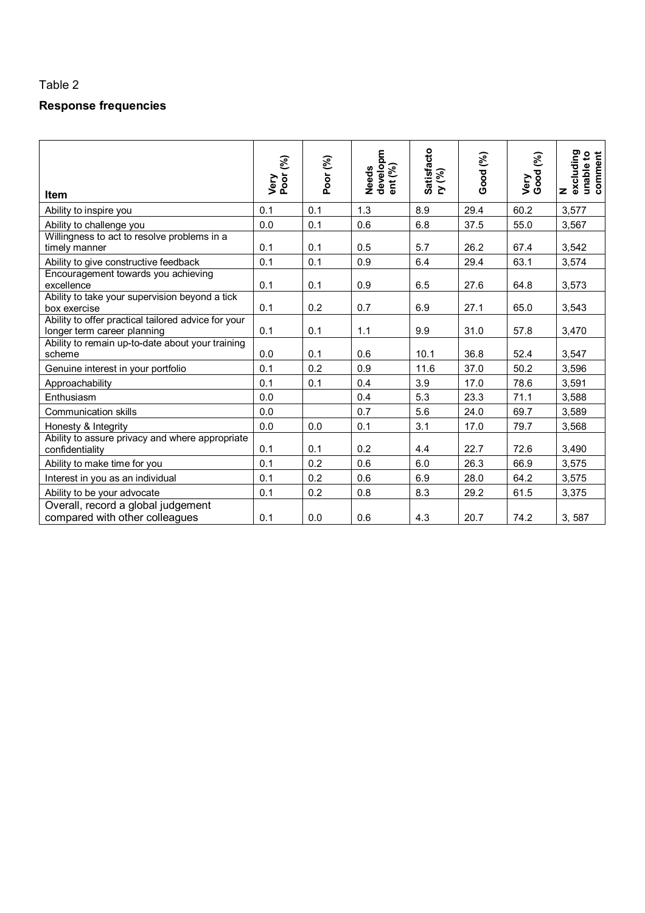Table 2

**Response frequencies**

| Item | Very Poor (%) | Poor (%) | Needs development (%) | Satisfactory (%) | Good (%) | Very Good (%) | N excluding unable to comment |
|---|---|---|---|---|---|---|---|
| Ability to inspire you | 0.1 | 0.1 | 1.3 | 8.9 | 29.4 | 60.2 | 3,577 |
| Ability to challenge you | 0.0 | 0.1 | 0.6 | 6.8 | 37.5 | 55.0 | 3,567 |
| Willingness to act to resolve problems in a timely manner | 0.1 | 0.1 | 0.5 | 5.7 | 26.2 | 67.4 | 3,542 |
| Ability to give constructive feedback | 0.1 | 0.1 | 0.9 | 6.4 | 29.4 | 63.1 | 3,574 |
| Encouragement towards you achieving excellence | 0.1 | 0.1 | 0.9 | 6.5 | 27.6 | 64.8 | 3,573 |
| Ability to take your supervision beyond a tick box exercise | 0.1 | 0.2 | 0.7 | 6.9 | 27.1 | 65.0 | 3,543 |
| Ability to offer practical tailored advice for your longer term career planning | 0.1 | 0.1 | 1.1 | 9.9 | 31.0 | 57.8 | 3,470 |
| Ability to remain up-to-date about your training scheme | 0.0 | 0.1 | 0.6 | 10.1 | 36.8 | 52.4 | 3,547 |
| Genuine interest in your portfolio | 0.1 | 0.2 | 0.9 | 11.6 | 37.0 | 50.2 | 3,596 |
| Approachability | 0.1 | 0.1 | 0.4 | 3.9 | 17.0 | 78.6 | 3,591 |
| Enthusiasm | 0.0 | | 0.4 | 5.3 | 23.3 | 71.1 | 3,588 |
| Communication skills | 0.0 | | 0.7 | 5.6 | 24.0 | 69.7 | 3,589 |
| Honesty & Integrity | 0.0 | 0.0 | 0.1 | 3.1 | 17.0 | 79.7 | 3,568 |
| Ability to assure privacy and where appropriate confidentiality | 0.1 | 0.1 | 0.2 | 4.4 | 22.7 | 72.6 | 3,490 |
| Ability to make time for you | 0.1 | 0.2 | 0.6 | 6.0 | 26.3 | 66.9 | 3,575 |
| Interest in you as an individual | 0.1 | 0.2 | 0.6 | 6.9 | 28.0 | 64.2 | 3,575 |
| Ability to be your advocate | 0.1 | 0.2 | 0.8 | 8.3 | 29.2 | 61.5 | 3,375 |
| Overall, record a global judgement compared with other colleagues | 0.1 | 0.0 | 0.6 | 4.3 | 20.7 | 74.2 | 3, 587 |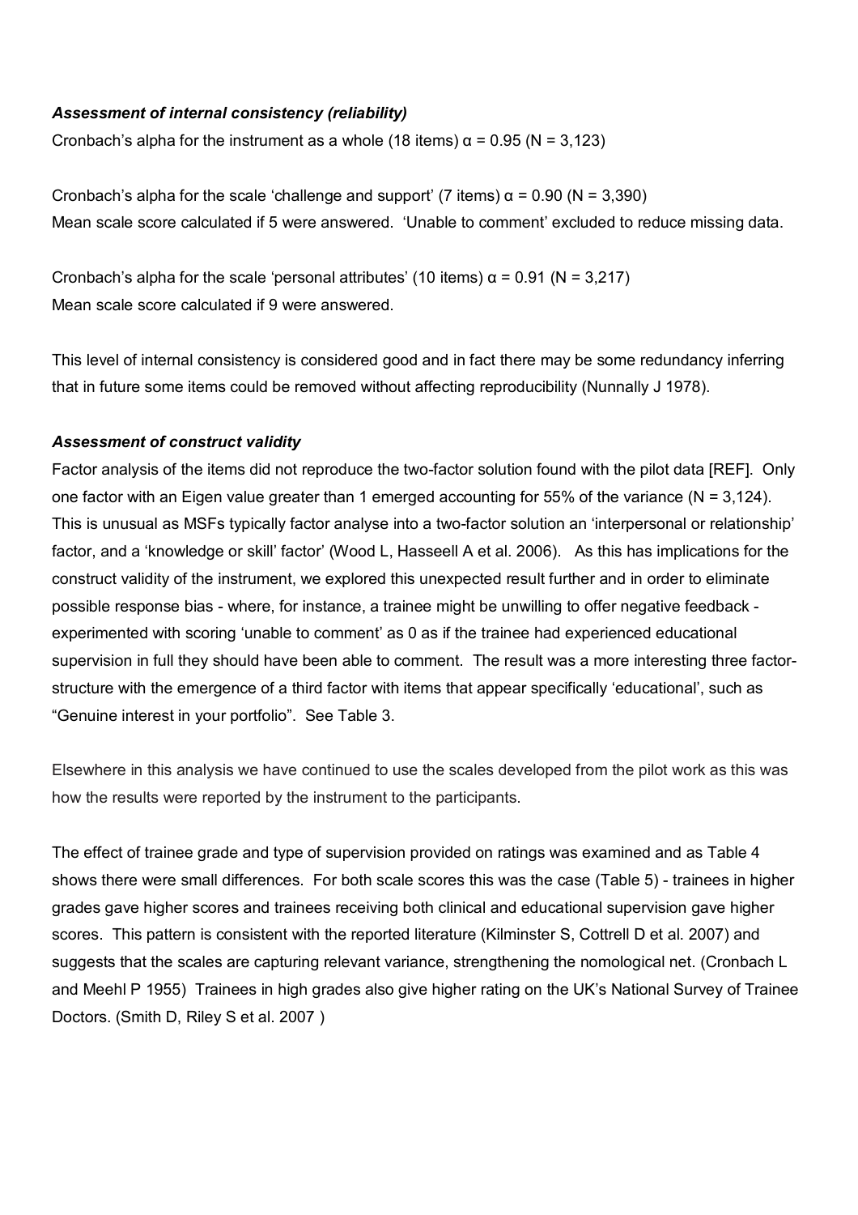### *Assessment of internal consistency (reliability)*

Cronbach's alpha for the instrument as a whole (18 items) $\alpha = 0.95$ (N = 3,123)

Cronbach's alpha for the scale 'challenge and support' (7 items) $\alpha = 0.90$ (N = 3,390)
Mean scale score calculated if 5 were answered. 'Unable to comment' excluded to reduce missing data.

Cronbach's alpha for the scale 'personal attributes' (10 items) $\alpha = 0.91$ (N = 3,217)
Mean scale score calculated if 9 were answered.

This level of internal consistency is considered good and in fact there may be some redundancy inferring that in future some items could be removed without affecting reproducibility (Nunnally J 1978).

### *Assessment of construct validity*

Factor analysis of the items did not reproduce the two-factor solution found with the pilot data [REF]. Only one factor with an Eigen value greater than 1 emerged accounting for 55% of the variance (N = 3,124). This is unusual as MSFs typically factor analyse into a two-factor solution an 'interpersonal or relationship' factor, and a 'knowledge or skill' factor' (Wood L, Hasseell A et al. 2006). As this has implications for the construct validity of the instrument, we explored this unexpected result further and in order to eliminate possible response bias - where, for instance, a trainee might be unwilling to offer negative feedback - experimented with scoring 'unable to comment' as 0 as if the trainee had experienced educational supervision in full they should have been able to comment. The result was a more interesting three factor-structure with the emergence of a third factor with items that appear specifically 'educational', such as "Genuine interest in your portfolio". See Table 3.

Elsewhere in this analysis we have continued to use the scales developed from the pilot work as this was how the results were reported by the instrument to the participants.

The effect of trainee grade and type of supervision provided on ratings was examined and as Table 4 shows there were small differences. For both scale scores this was the case (Table 5) - trainees in higher grades gave higher scores and trainees receiving both clinical and educational supervision gave higher scores. This pattern is consistent with the reported literature (Kilminster S, Cottrell D et al. 2007) and suggests that the scales are capturing relevant variance, strengthening the nomological net. (Cronbach L and Meehl P 1955) Trainees in high grades also give higher rating on the UK's National Survey of Trainee Doctors. (Smith D, Riley S et al. 2007 )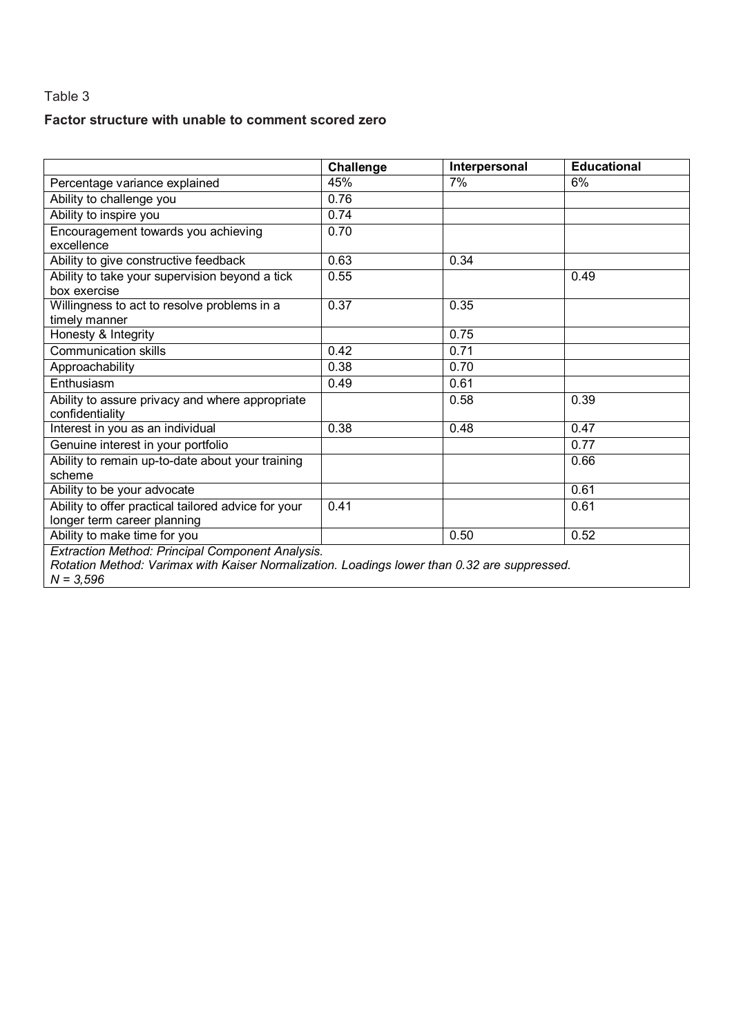Table 3

**Factor structure with unable to comment scored zero**

| | Challenge | Interpersonal | Educational |
|---|---|---|---|
| Percentage variance explained | 45% | 7% | 6% |
| Ability to challenge you | 0.76 | | |
| Ability to inspire you | 0.74 | | |
| Encouragement towards you achieving excellence | 0.70 | | |
| Ability to give constructive feedback | 0.63 | 0.34 | |
| Ability to take your supervision beyond a tick box exercise | 0.55 | | 0.49 |
| Willingness to act to resolve problems in a timely manner | 0.37 | 0.35 | |
| Honesty & Integrity | | 0.75 | |
| Communication skills | 0.42 | 0.71 | |
| Approachability | 0.38 | 0.70 | |
| Enthusiasm | 0.49 | 0.61 | |
| Ability to assure privacy and where appropriate confidentiality | | 0.58 | 0.39 |
| Interest in you as an individual | 0.38 | 0.48 | 0.47 |
| Genuine interest in your portfolio | | | 0.77 |
| Ability to remain up-to-date about your training scheme | | | 0.66 |
| Ability to be your advocate | | | 0.61 |
| Ability to offer practical tailored advice for your longer term career planning | 0.41 | | 0.61 |
| Ability to make time for you | | 0.50 | 0.52 |

*Extraction Method: Principal Component Analysis.*
*Rotation Method: Varimax with Kaiser Normalization. Loadings lower than 0.32 are suppressed.*
*N = 3,596*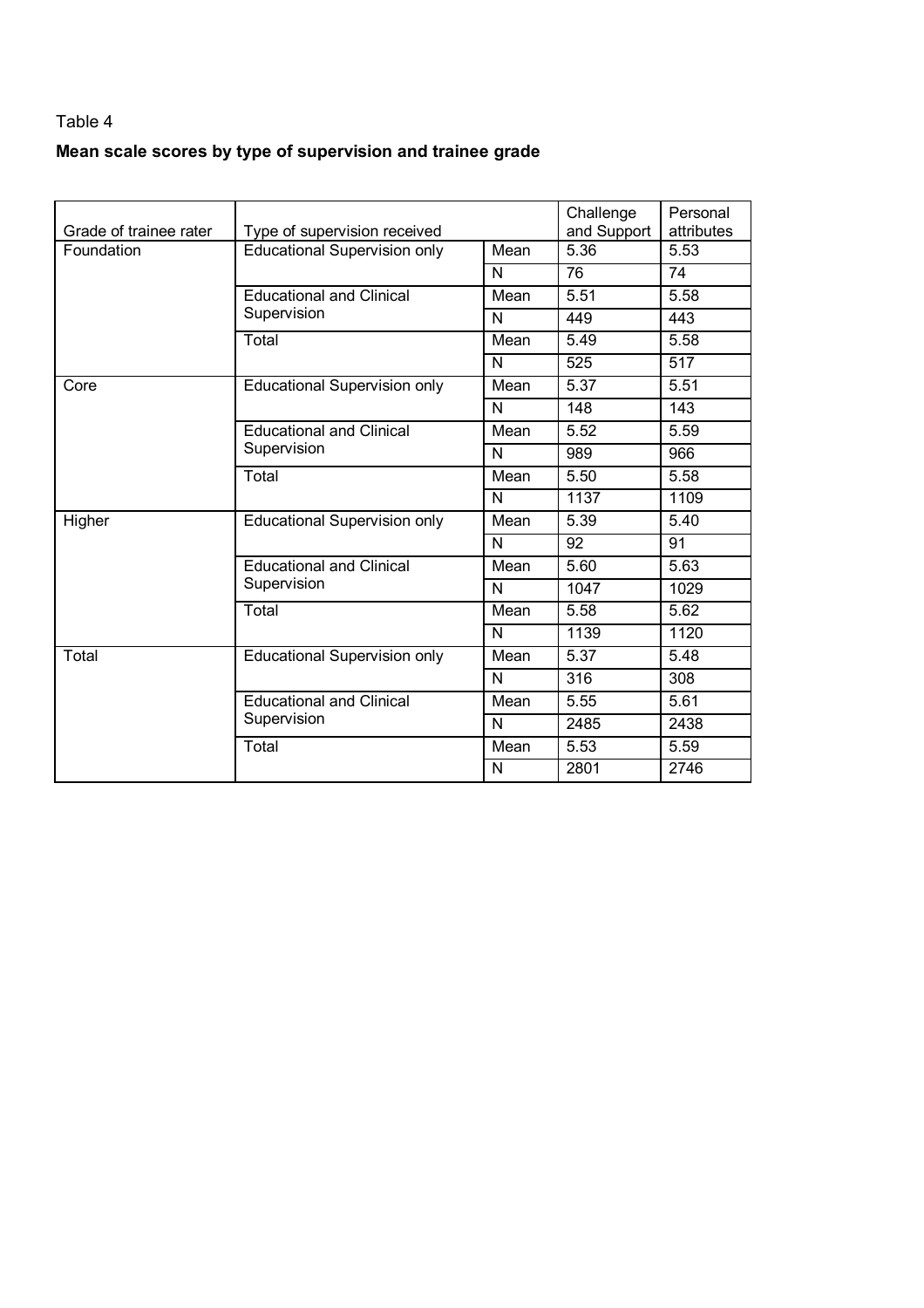Table 4

**Mean scale scores by type of supervision and trainee grade**

| Grade of trainee rater | Type of supervision received | | Challenge and Support | Personal attributes |
|---|---|---|---|---|
| Foundation | Educational Supervision only | Mean | 5.36 | 5.53 |
| | | N | 76 | 74 |
| | Educational and Clinical Supervision | Mean | 5.51 | 5.58 |
| | | N | 449 | 443 |
| | Total | Mean | 5.49 | 5.58 |
| | | N | 525 | 517 |
| Core | Educational Supervision only | Mean | 5.37 | 5.51 |
| | | N | 148 | 143 |
| | Educational and Clinical Supervision | Mean | 5.52 | 5.59 |
| | | N | 989 | 966 |
| | Total | Mean | 5.50 | 5.58 |
| | | N | 1137 | 1109 |
| Higher | Educational Supervision only | Mean | 5.39 | 5.40 |
| | | N | 92 | 91 |
| | Educational and Clinical Supervision | Mean | 5.60 | 5.63 |
| | | N | 1047 | 1029 |
| | Total | Mean | 5.58 | 5.62 |
| | | N | 1139 | 1120 |
| Total | Educational Supervision only | Mean | 5.37 | 5.48 |
| | | N | 316 | 308 |
| | Educational and Clinical Supervision | Mean | 5.55 | 5.61 |
| | | N | 2485 | 2438 |
| | Total | Mean | 5.53 | 5.59 |
| | | N | 2801 | 2746 |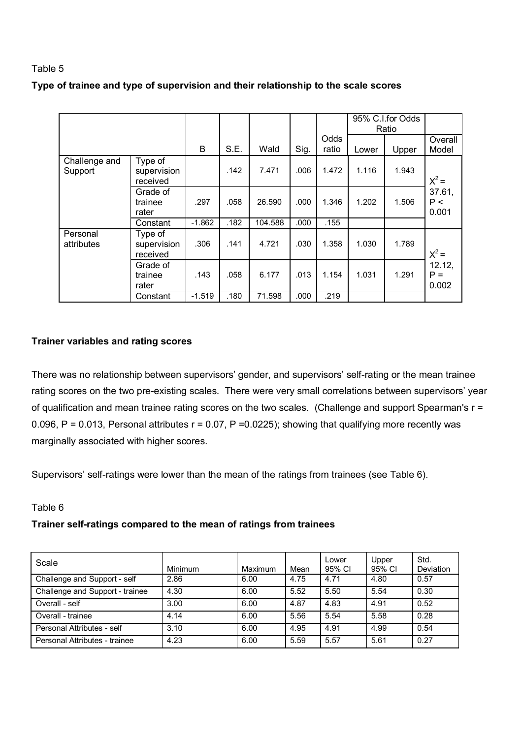Table 5

**Type of trainee and type of supervision and their relationship to the scale scores**

| | | B | S.E. | Wald | Sig. | Odds ratio | 95% C.I.for Odds Ratio | | Overall Model |
|---|---|---|---|---|---|---|---|---|---|
| | | | | | | | Lower | Upper | |
| Challenge and Support | Type of supervision received | | .142 | 7.471 | .006 | 1.472 | 1.116 | 1.943 | $X^2$ = 37.61, P < 0.001 |
| | Grade of trainee rater | .297 | .058 | 26.590 | .000 | 1.346 | 1.202 | 1.506 | |
| | Constant | -1.862 | .182 | 104.588 | .000 | .155 | | | |
| Personal attributes | Type of supervision received | .306 | .141 | 4.721 | .030 | 1.358 | 1.030 | 1.789 | $X^2$ = 12.12, P = 0.002 |
| | Grade of trainee rater | .143 | .058 | 6.177 | .013 | 1.154 | 1.031 | 1.291 | |
| | Constant | -1.519 | .180 | 71.598 | .000 | .219 | | | |

**Trainer variables and rating scores**

There was no relationship between supervisors' gender, and supervisors' self-rating or the mean trainee rating scores on the two pre-existing scales. There were very small correlations between supervisors' year of qualification and mean trainee rating scores on the two scales. (Challenge and support Spearman's r = 0.096, P = 0.013, Personal attributes r = 0.07, P =0.0225); showing that qualifying more recently was marginally associated with higher scores.

Supervisors' self-ratings were lower than the mean of the ratings from trainees (see Table 6).

Table 6

**Trainer self-ratings compared to the mean of ratings from trainees**

| Scale | Minimum | Maximum | Mean | Lower 95% CI | Upper 95% CI | Std. Deviation |
|---|---|---|---|---|---|---|
| Challenge and Support - self | 2.86 | 6.00 | 4.75 | 4.71 | 4.80 | 0.57 |
| Challenge and Support - trainee | 4.30 | 6.00 | 5.52 | 5.50 | 5.54 | 0.30 |
| Overall - self | 3.00 | 6.00 | 4.87 | 4.83 | 4.91 | 0.52 |
| Overall - trainee | 4.14 | 6.00 | 5.56 | 5.54 | 5.58 | 0.28 |
| Personal Attributes - self | 3.10 | 6.00 | 4.95 | 4.91 | 4.99 | 0.54 |
| Personal Attributes - trainee | 4.23 | 6.00 | 5.59 | 5.57 | 5.61 | 0.27 |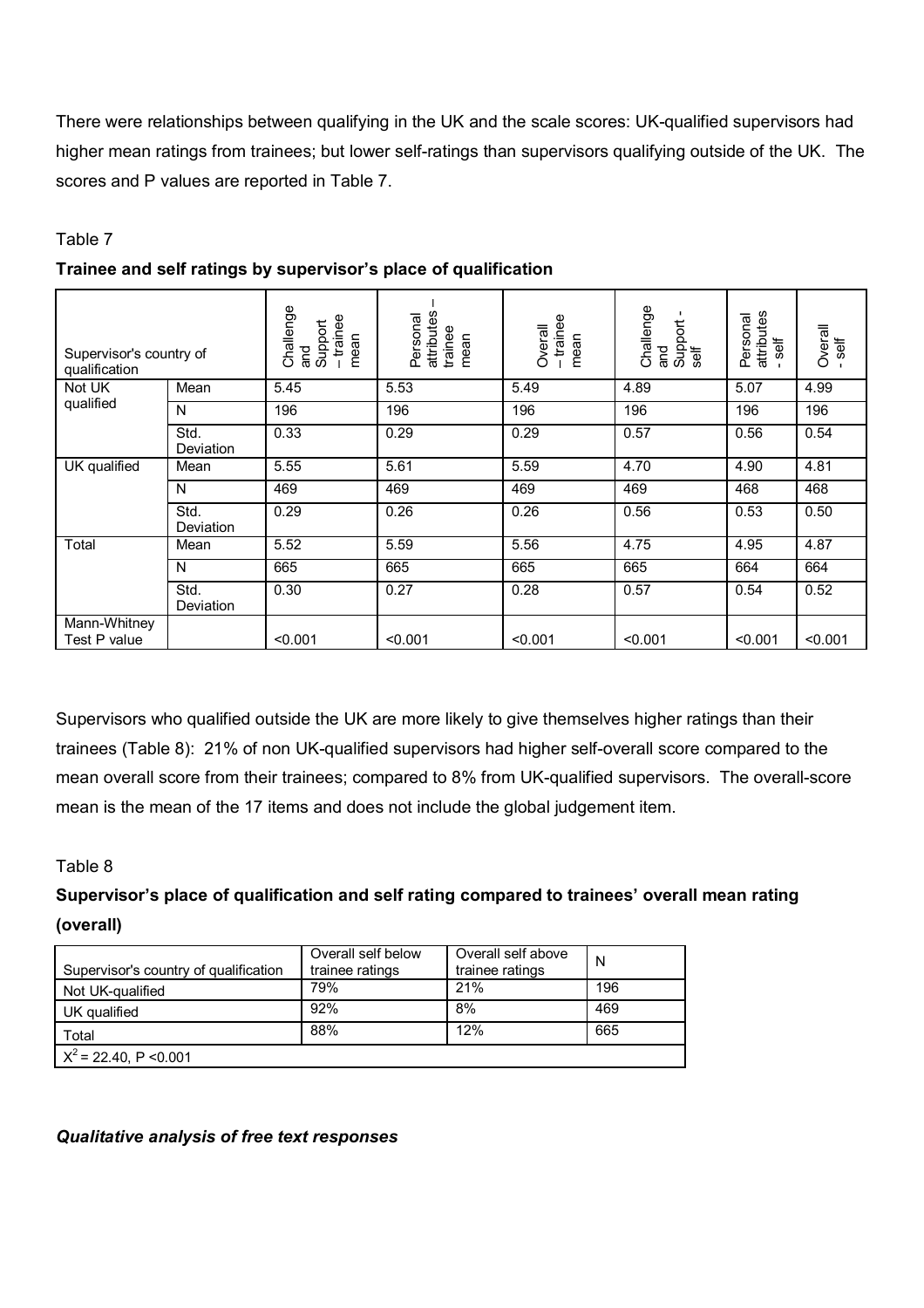There were relationships between qualifying in the UK and the scale scores: UK-qualified supervisors had higher mean ratings from trainees; but lower self-ratings than supervisors qualifying outside of the UK. The scores and P values are reported in Table 7.

Table 7

**Trainee and self ratings by supervisor's place of qualification**

| Supervisor's country of qualification | | Challenge and Support – trainee mean | Personal attributes – trainee mean | Overall – trainee mean | Challenge and Support - self | Personal attributes - self | Overall - self |
|---|---|---|---|---|---|---|---|
| Not UK qualified | Mean | 5.45 | 5.53 | 5.49 | 4.89 | 5.07 | 4.99 |
| | N | 196 | 196 | 196 | 196 | 196 | 196 |
| | Std. Deviation | 0.33 | 0.29 | 0.29 | 0.57 | 0.56 | 0.54 |
| UK qualified | Mean | 5.55 | 5.61 | 5.59 | 4.70 | 4.90 | 4.81 |
| | N | 469 | 469 | 469 | 469 | 468 | 468 |
| | Std. Deviation | 0.29 | 0.26 | 0.26 | 0.56 | 0.53 | 0.50 |
| Total | Mean | 5.52 | 5.59 | 5.56 | 4.75 | 4.95 | 4.87 |
| | N | 665 | 665 | 665 | 665 | 664 | 664 |
| | Std. Deviation | 0.30 | 0.27 | 0.28 | 0.57 | 0.54 | 0.52 |
| Mann-Whitney Test P value | | <0.001 | <0.001 | <0.001 | <0.001 | <0.001 | <0.001 |

Supervisors who qualified outside the UK are more likely to give themselves higher ratings than their trainees (Table 8): 21% of non UK-qualified supervisors had higher self-overall score compared to the mean overall score from their trainees; compared to 8% from UK-qualified supervisors. The overall-score mean is the mean of the 17 items and does not include the global judgement item.

Table 8

**Supervisor's place of qualification and self rating compared to trainees' overall mean rating (overall)**

| Supervisor's country of qualification | Overall self below trainee ratings | Overall self above trainee ratings | N |
|---|---|---|---|
| Not UK-qualified | 79% | 21% | 196 |
| UK qualified | 92% | 8% | 469 |
| Total | 88% | 12% | 665 |
| $X^2 = 22.40$, $P < 0.001$ | | | |

***Qualitative analysis of free text responses***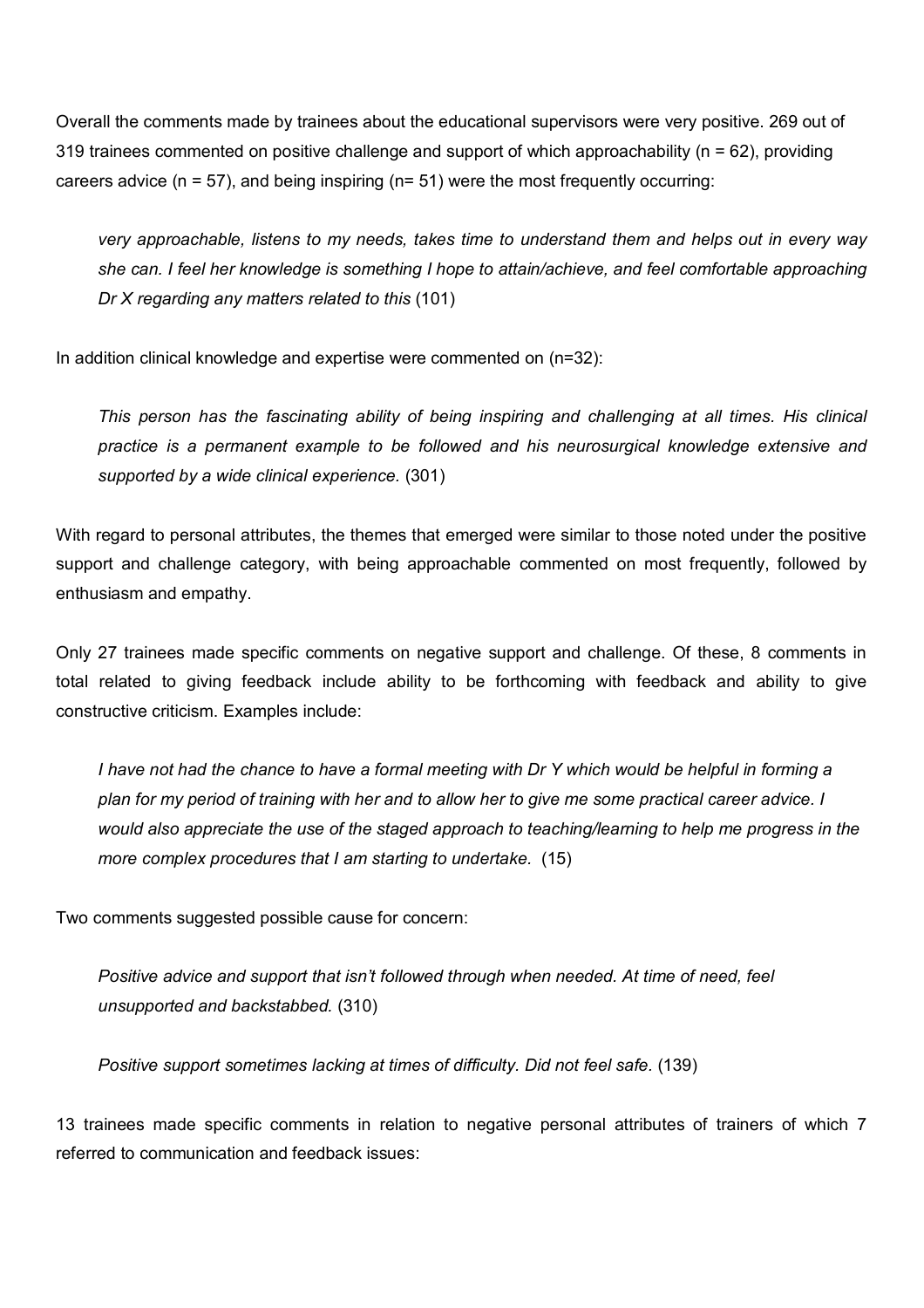Overall the comments made by trainees about the educational supervisors were very positive. 269 out of 319 trainees commented on positive challenge and support of which approachability (n = 62), providing careers advice (n = 57), and being inspiring (n= 51) were the most frequently occurring:

> *very approachable, listens to my needs, takes time to understand them and helps out in every way she can. I feel her knowledge is something I hope to attain/achieve, and feel comfortable approaching Dr X regarding any matters related to this* (101)

In addition clinical knowledge and expertise were commented on (n=32):

> *This person has the fascinating ability of being inspiring and challenging at all times. His clinical practice is a permanent example to be followed and his neurosurgical knowledge extensive and supported by a wide clinical experience.* (301)

With regard to personal attributes, the themes that emerged were similar to those noted under the positive support and challenge category, with being approachable commented on most frequently, followed by enthusiasm and empathy.

Only 27 trainees made specific comments on negative support and challenge. Of these, 8 comments in total related to giving feedback include ability to be forthcoming with feedback and ability to give constructive criticism. Examples include:

> *I have not had the chance to have a formal meeting with Dr Y which would be helpful in forming a plan for my period of training with her and to allow her to give me some practical career advice. I would also appreciate the use of the staged approach to teaching/learning to help me progress in the more complex procedures that I am starting to undertake.* (15)

Two comments suggested possible cause for concern:

> *Positive advice and support that isn't followed through when needed. At time of need, feel unsupported and backstabbed.* (310)

> *Positive support sometimes lacking at times of difficulty. Did not feel safe.* (139)

13 trainees made specific comments in relation to negative personal attributes of trainers of which 7 referred to communication and feedback issues: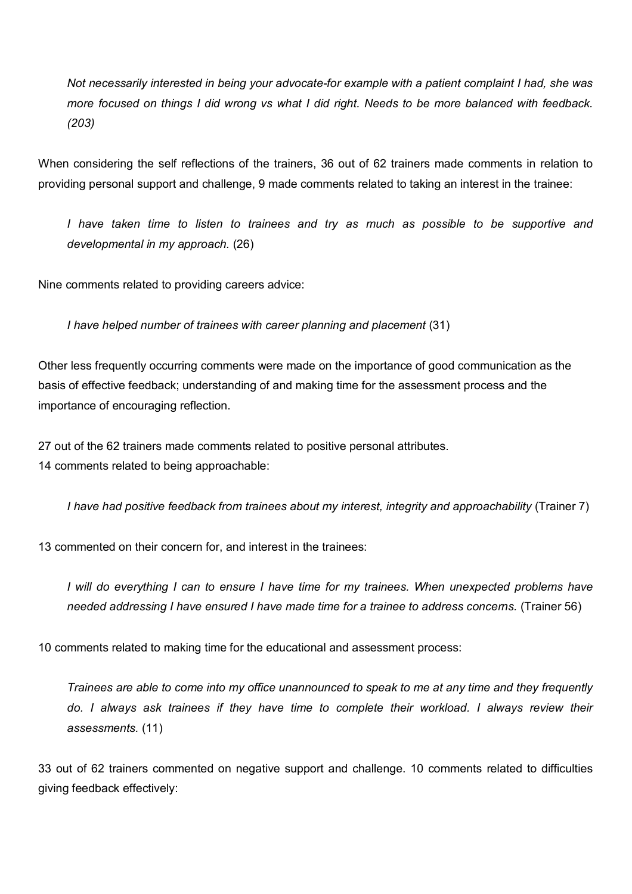*Not necessarily interested in being your advocate-for example with a patient complaint I had, she was more focused on things I did wrong vs what I did right. Needs to be more balanced with feedback. (203)*

When considering the self reflections of the trainers, 36 out of 62 trainers made comments in relation to providing personal support and challenge, 9 made comments related to taking an interest in the trainee:

*I have taken time to listen to trainees and try as much as possible to be supportive and developmental in my approach.* (26)

Nine comments related to providing careers advice:

*I have helped number of trainees with career planning and placement* (31)

Other less frequently occurring comments were made on the importance of good communication as the basis of effective feedback; understanding of and making time for the assessment process and the importance of encouraging reflection.

27 out of the 62 trainers made comments related to positive personal attributes.
14 comments related to being approachable:

*I have had positive feedback from trainees about my interest, integrity and approachability* (Trainer 7)

13 commented on their concern for, and interest in the trainees:

*I will do everything I can to ensure I have time for my trainees. When unexpected problems have needed addressing I have ensured I have made time for a trainee to address concerns.* (Trainer 56)

10 comments related to making time for the educational and assessment process:

*Trainees are able to come into my office unannounced to speak to me at any time and they frequently do. I always ask trainees if they have time to complete their workload. I always review their assessments.* (11)

33 out of 62 trainers commented on negative support and challenge. 10 comments related to difficulties giving feedback effectively: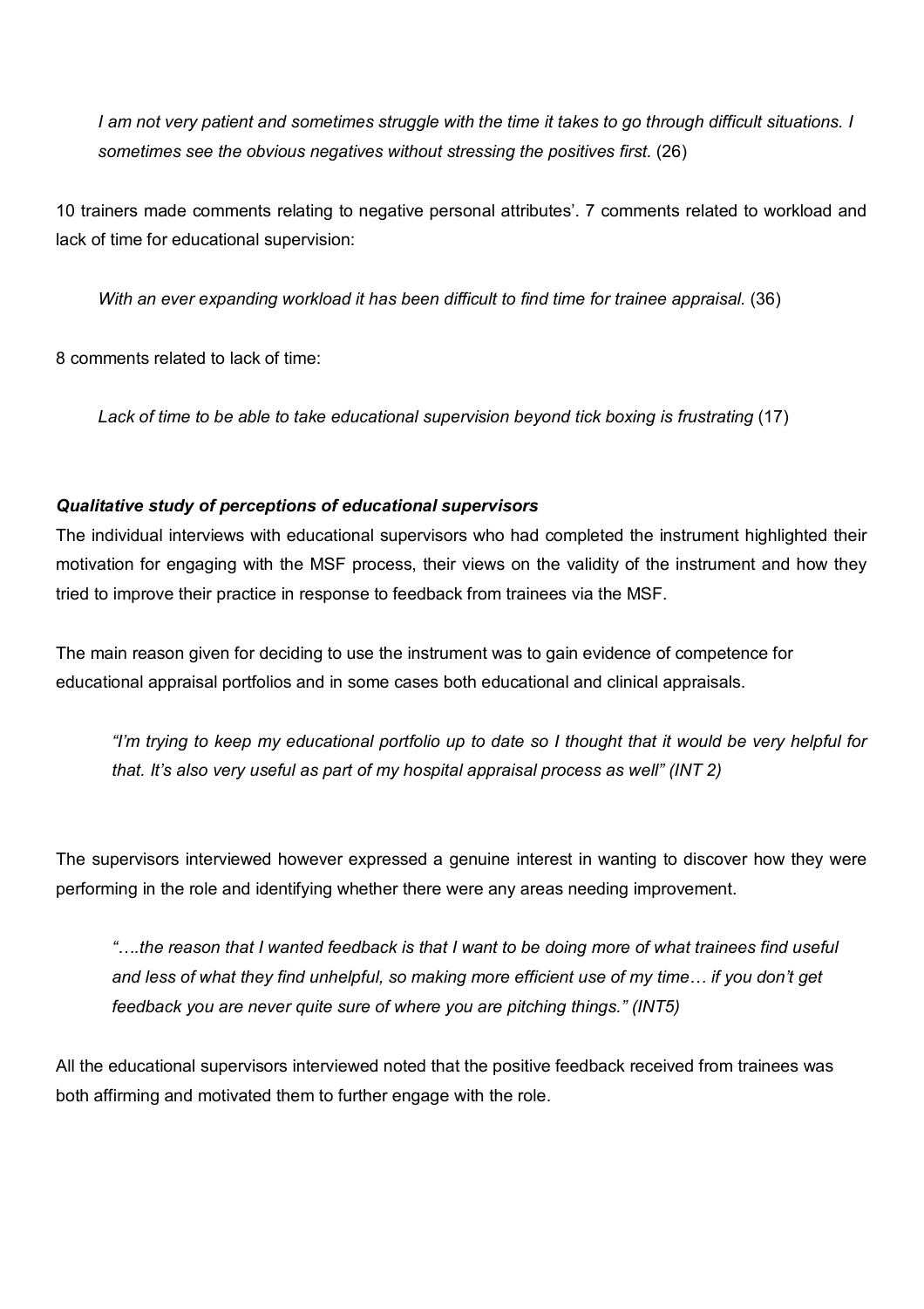*I am not very patient and sometimes struggle with the time it takes to go through difficult situations. I sometimes see the obvious negatives without stressing the positives first.* (26)

10 trainers made comments relating to negative personal attributes'. 7 comments related to workload and lack of time for educational supervision:

*With an ever expanding workload it has been difficult to find time for trainee appraisal.* (36)

8 comments related to lack of time:

*Lack of time to be able to take educational supervision beyond tick boxing is frustrating* (17)

***Qualitative study of perceptions of educational supervisors***

The individual interviews with educational supervisors who had completed the instrument highlighted their motivation for engaging with the MSF process, their views on the validity of the instrument and how they tried to improve their practice in response to feedback from trainees via the MSF.

The main reason given for deciding to use the instrument was to gain evidence of competence for educational appraisal portfolios and in some cases both educational and clinical appraisals.

*"I'm trying to keep my educational portfolio up to date so I thought that it would be very helpful for that. It's also very useful as part of my hospital appraisal process as well" (INT 2)*

The supervisors interviewed however expressed a genuine interest in wanting to discover how they were performing in the role and identifying whether there were any areas needing improvement.

*"….the reason that I wanted feedback is that I want to be doing more of what trainees find useful and less of what they find unhelpful, so making more efficient use of my time… if you don't get feedback you are never quite sure of where you are pitching things." (INT5)*

All the educational supervisors interviewed noted that the positive feedback received from trainees was both affirming and motivated them to further engage with the role.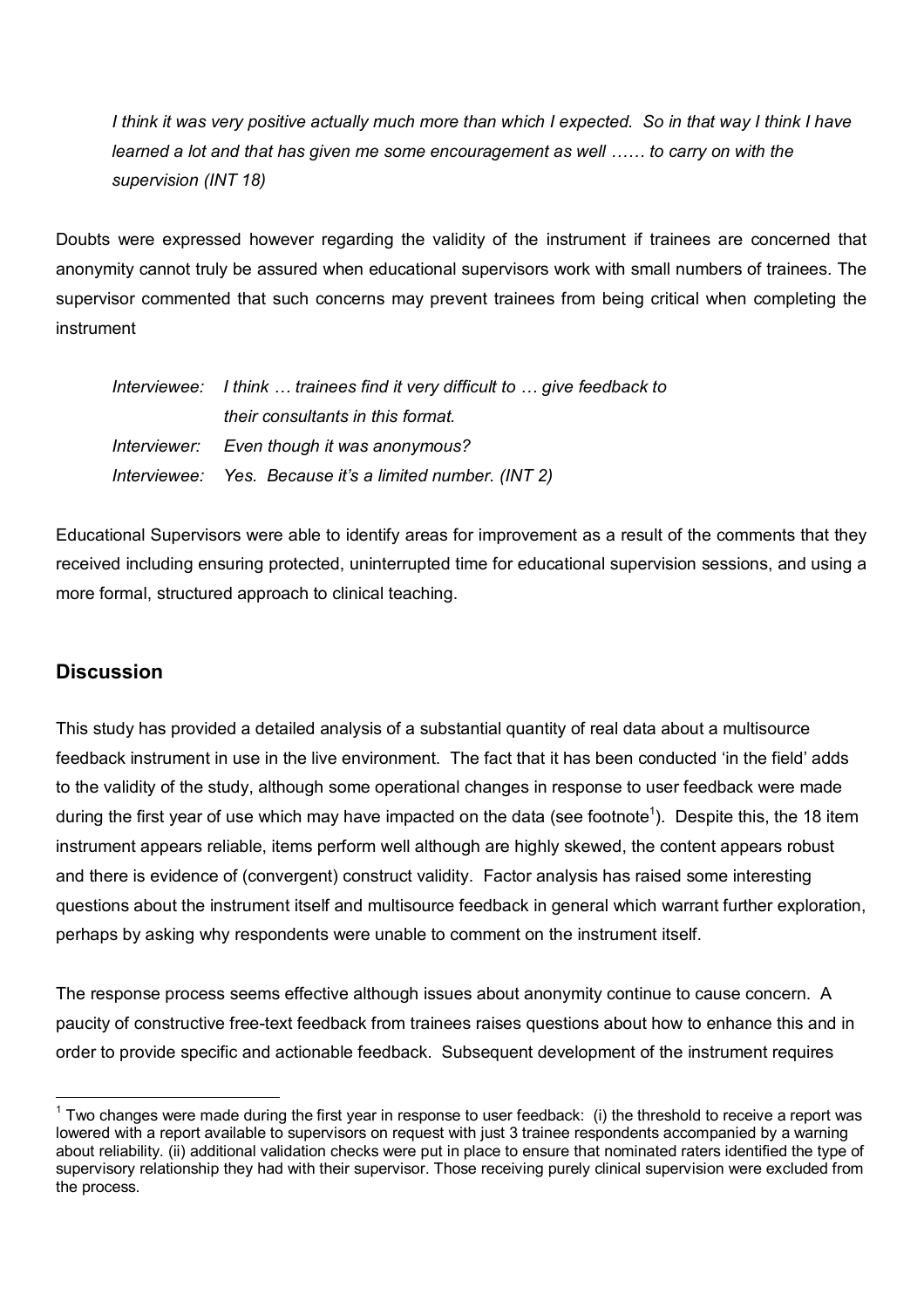*I think it was very positive actually much more than which I expected. So in that way I think I have learned a lot and that has given me some encouragement as well …… to carry on with the supervision (INT 18)*

Doubts were expressed however regarding the validity of the instrument if trainees are concerned that anonymity cannot truly be assured when educational supervisors work with small numbers of trainees. The supervisor commented that such concerns may prevent trainees from being critical when completing the instrument

*Interviewee: I think … trainees find it very difficult to … give feedback to their consultants in this format.*
*Interviewer: Even though it was anonymous?*
*Interviewee: Yes. Because it's a limited number. (INT 2)*

Educational Supervisors were able to identify areas for improvement as a result of the comments that they received including ensuring protected, uninterrupted time for educational supervision sessions, and using a more formal, structured approach to clinical teaching.

## Discussion

This study has provided a detailed analysis of a substantial quantity of real data about a multisource feedback instrument in use in the live environment. The fact that it has been conducted 'in the field' adds to the validity of the study, although some operational changes in response to user feedback were made during the first year of use which may have impacted on the data (see footnote[1]). Despite this, the 18 item instrument appears reliable, items perform well although are highly skewed, the content appears robust and there is evidence of (convergent) construct validity. Factor analysis has raised some interesting questions about the instrument itself and multisource feedback in general which warrant further exploration, perhaps by asking why respondents were unable to comment on the instrument itself.

The response process seems effective although issues about anonymity continue to cause concern. A paucity of constructive free-text feedback from trainees raises questions about how to enhance this and in order to provide specific and actionable feedback. Subsequent development of the instrument requires

[1] Two changes were made during the first year in response to user feedback: (i) the threshold to receive a report was lowered with a report available to supervisors on request with just 3 trainee respondents accompanied by a warning about reliability. (ii) additional validation checks were put in place to ensure that nominated raters identified the type of supervisory relationship they had with their supervisor. Those receiving purely clinical supervision were excluded from the process.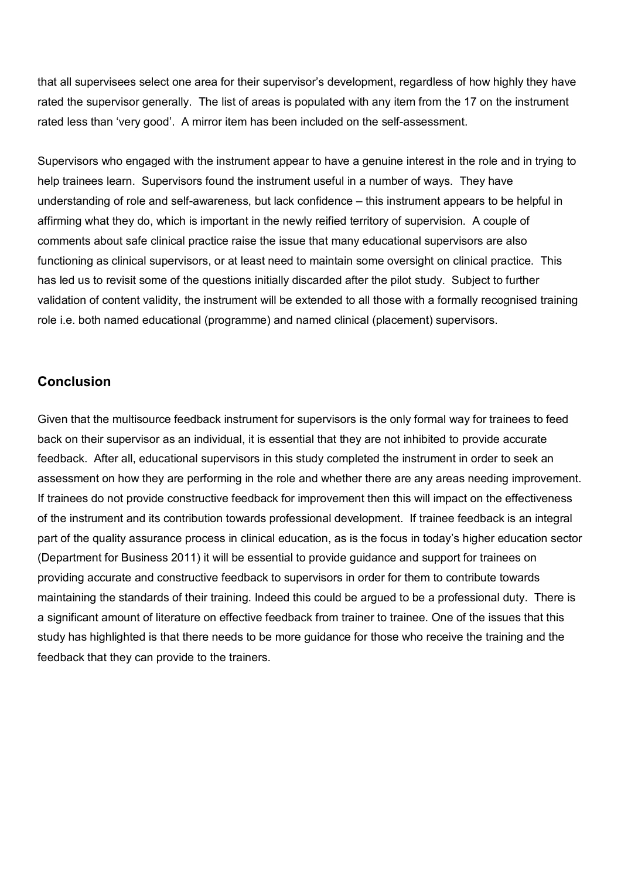that all supervisees select one area for their supervisor's development, regardless of how highly they have rated the supervisor generally. The list of areas is populated with any item from the 17 on the instrument rated less than 'very good'. A mirror item has been included on the self-assessment.

Supervisors who engaged with the instrument appear to have a genuine interest in the role and in trying to help trainees learn. Supervisors found the instrument useful in a number of ways. They have understanding of role and self-awareness, but lack confidence – this instrument appears to be helpful in affirming what they do, which is important in the newly reified territory of supervision. A couple of comments about safe clinical practice raise the issue that many educational supervisors are also functioning as clinical supervisors, or at least need to maintain some oversight on clinical practice. This has led us to revisit some of the questions initially discarded after the pilot study. Subject to further validation of content validity, the instrument will be extended to all those with a formally recognised training role i.e. both named educational (programme) and named clinical (placement) supervisors.

## Conclusion

Given that the multisource feedback instrument for supervisors is the only formal way for trainees to feed back on their supervisor as an individual, it is essential that they are not inhibited to provide accurate feedback. After all, educational supervisors in this study completed the instrument in order to seek an assessment on how they are performing in the role and whether there are any areas needing improvement. If trainees do not provide constructive feedback for improvement then this will impact on the effectiveness of the instrument and its contribution towards professional development. If trainee feedback is an integral part of the quality assurance process in clinical education, as is the focus in today's higher education sector (Department for Business 2011) it will be essential to provide guidance and support for trainees on providing accurate and constructive feedback to supervisors in order for them to contribute towards maintaining the standards of their training. Indeed this could be argued to be a professional duty. There is a significant amount of literature on effective feedback from trainer to trainee. One of the issues that this study has highlighted is that there needs to be more guidance for those who receive the training and the feedback that they can provide to the trainers.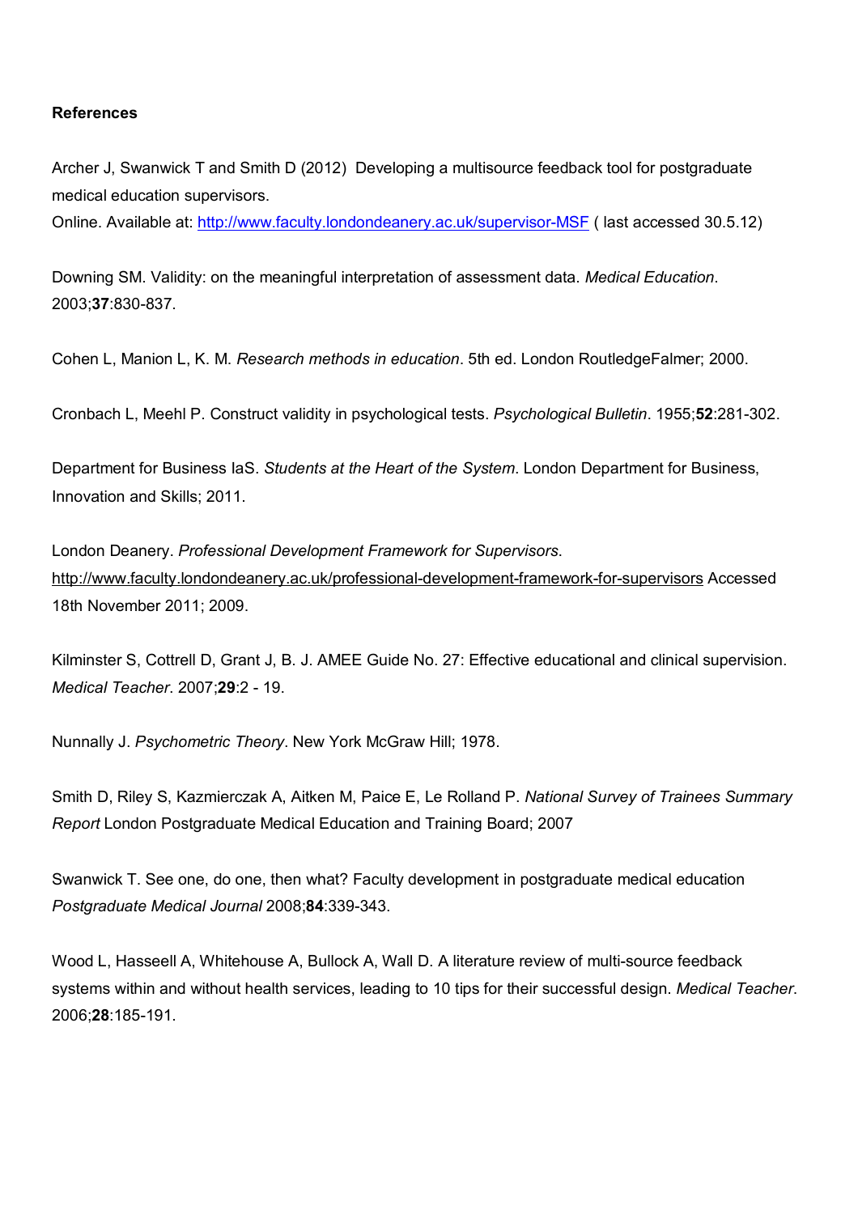**References**

Archer J, Swanwick T and Smith D (2012) Developing a multisource feedback tool for postgraduate medical education supervisors.
Online. Available at: http://www.faculty.londondeanery.ac.uk/supervisor-MSF ( last accessed 30.5.12)

Downing SM. Validity: on the meaningful interpretation of assessment data. *Medical Education*. 2003;**37**:830-837.

Cohen L, Manion L, K. M. *Research methods in education*. 5th ed. London RoutledgeFalmer; 2000.

Cronbach L, Meehl P. Construct validity in psychological tests. *Psychological Bulletin*. 1955;**52**:281-302.

Department for Business IaS. *Students at the Heart of the System*. London Department for Business, Innovation and Skills; 2011.

London Deanery. *Professional Development Framework for Supervisors*. http://www.faculty.londondeanery.ac.uk/professional-development-framework-for-supervisors Accessed 18th November 2011; 2009.

Kilminster S, Cottrell D, Grant J, B. J. AMEE Guide No. 27: Effective educational and clinical supervision. *Medical Teacher*. 2007;**29**:2 - 19.

Nunnally J. *Psychometric Theory*. New York McGraw Hill; 1978.

Smith D, Riley S, Kazmierczak A, Aitken M, Paice E, Le Rolland P. *National Survey of Trainees Summary Report* London Postgraduate Medical Education and Training Board; 2007

Swanwick T. See one, do one, then what? Faculty development in postgraduate medical education *Postgraduate Medical Journal* 2008;**84**:339-343.

Wood L, Hasseell A, Whitehouse A, Bullock A, Wall D. A literature review of multi-source feedback systems within and without health services, leading to 10 tips for their successful design. *Medical Teacher*. 2006;**28**:185-191.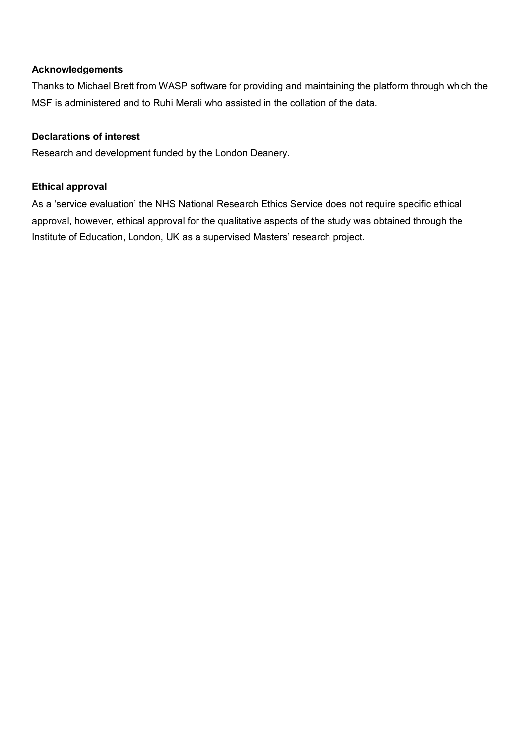**Acknowledgements**

Thanks to Michael Brett from WASP software for providing and maintaining the platform through which the MSF is administered and to Ruhi Merali who assisted in the collation of the data.

**Declarations of interest**

Research and development funded by the London Deanery.

**Ethical approval**

As a 'service evaluation' the NHS National Research Ethics Service does not require specific ethical approval, however, ethical approval for the qualitative aspects of the study was obtained through the Institute of Education, London, UK as a supervised Masters' research project.